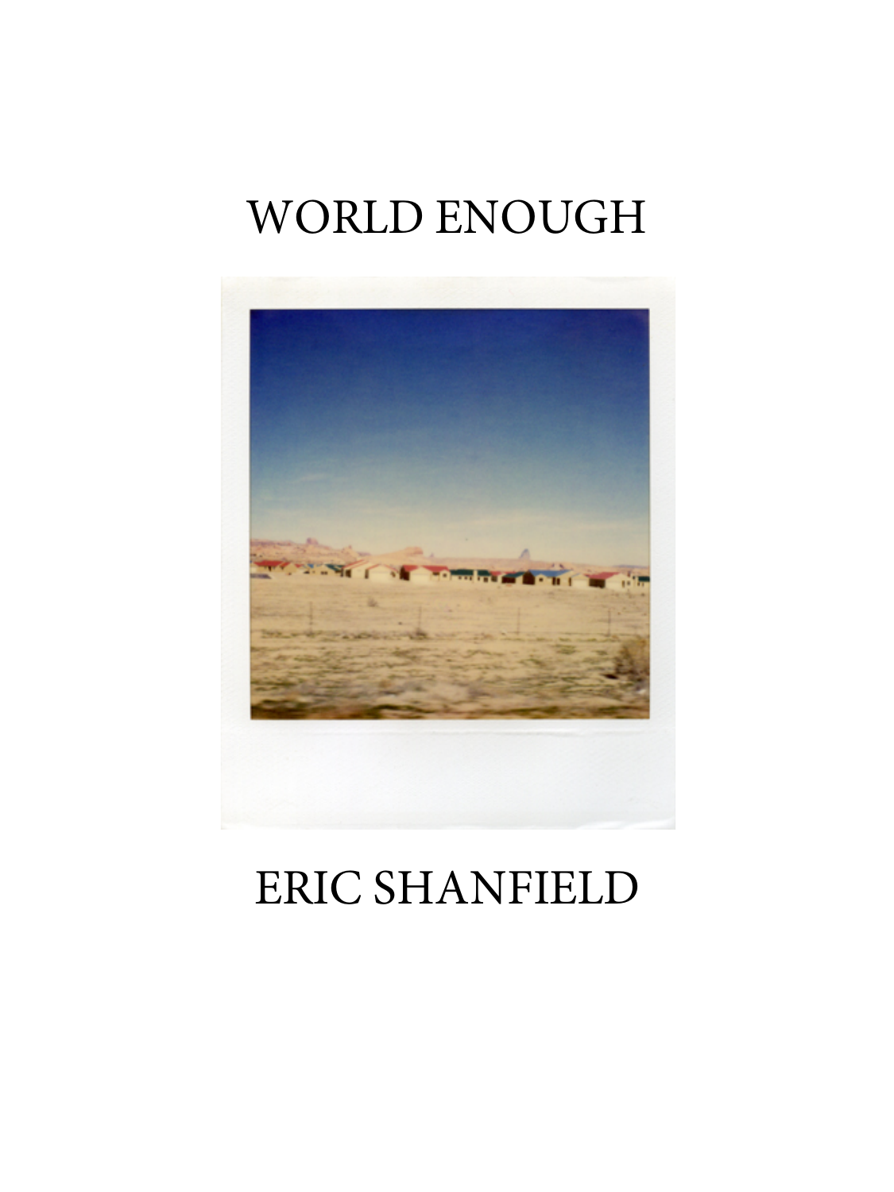# WORLD ENOUGH

ERIC SHANFIELD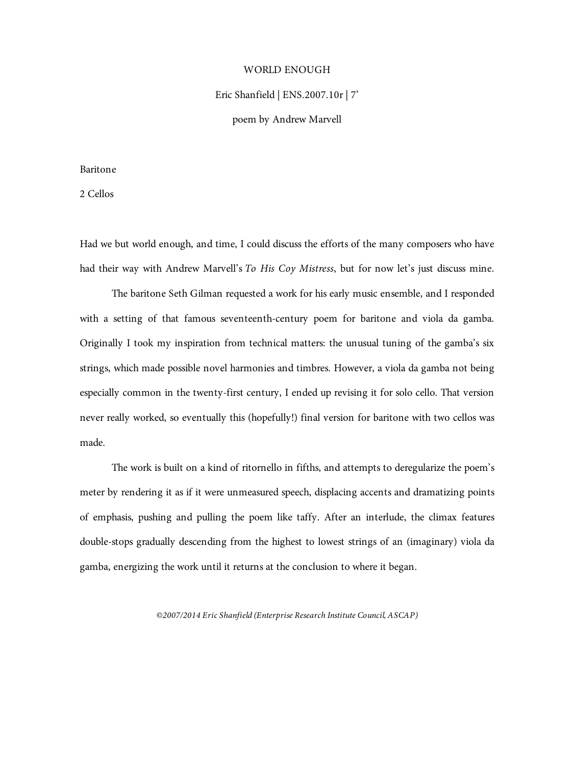# WORLD ENOUGH

Eric Shanfield | ENS.2007.10r | 7'

poem by Andrew Marvell

Baritone

2 Cellos

Had we but world enough, and time, I could discuss the efforts of the many composers who have had their way with Andrew Marvell's *To His Coy Mistress*, but for now let's just discuss mine.

The baritone Seth Gilman requested a work for his early music ensemble, and I responded with a setting of that famous seventeenth-century poem for baritone and viola da gamba. Originally I took my inspiration from technical matters: the unusual tuning of the gamba's six strings, which made possible novel harmonies and timbres. However, a viola da gamba not being especially common in the twenty-first century, I ended up revising it for solo cello. That version never really worked, so eventually this (hopefully!) final version for baritone with two cellos was made.

The work is built on a kind of ritornello in fifths, and attempts to deregularize the poem's meter by rendering it as if it were unmeasured speech, displacing accents and dramatizing points of emphasis, pushing and pulling the poem like taffy. After an interlude, the climax features double-stops gradually descending from the highest to lowest strings of an (imaginary) viola da gamba, energizing the work until it returns at the conclusion to where it began.

*©2007/2014 Eric Shanfield (Enterprise Research Institute Council, ASCAP)*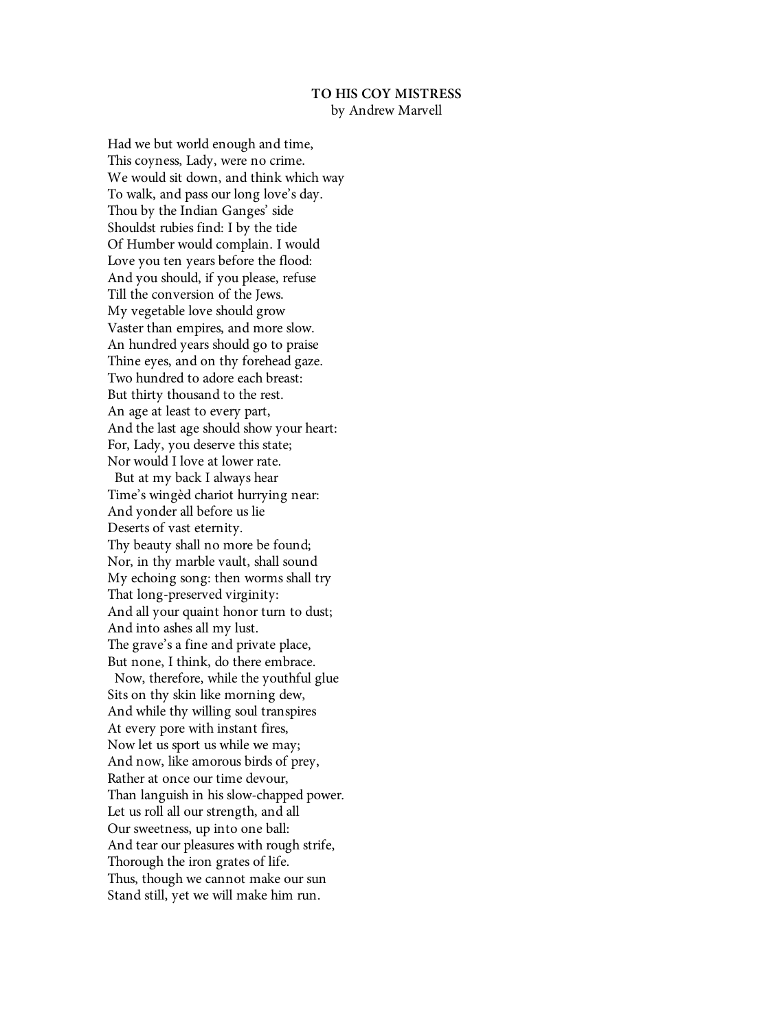**TO HIS COY MISTRESS**
by Andrew Marvell

Had we but world enough and time,
This coyness, Lady, were no crime.
We would sit down, and think which way
To walk, and pass our long love's day.
Thou by the Indian Ganges' side
Shouldst rubies find: I by the tide
Of Humber would complain. I would
Love you ten years before the flood:
And you should, if you please, refuse
Till the conversion of the Jews.
My vegetable love should grow
Vaster than empires, and more slow.
An hundred years should go to praise
Thine eyes, and on thy forehead gaze.
Two hundred to adore each breast:
But thirty thousand to the rest.
An age at least to every part,
And the last age should show your heart:
For, Lady, you deserve this state;
Nor would I love at lower rate.
  But at my back I always hear
Time's wingèd chariot hurrying near:
And yonder all before us lie
Deserts of vast eternity.
Thy beauty shall no more be found;
Nor, in thy marble vault, shall sound
My echoing song: then worms shall try
That long-preserved virginity:
And all your quaint honor turn to dust;
And into ashes all my lust.
The grave's a fine and private place,
But none, I think, do there embrace.
  Now, therefore, while the youthful glue
Sits on thy skin like morning dew,
And while thy willing soul transpires
At every pore with instant fires,
Now let us sport us while we may;
And now, like amorous birds of prey,
Rather at once our time devour,
Than languish in his slow-chapped power.
Let us roll all our strength, and all
Our sweetness, up into one ball:
And tear our pleasures with rough strife,
Thorough the iron grates of life.
Thus, though we cannot make our sun
Stand still, yet we will make him run.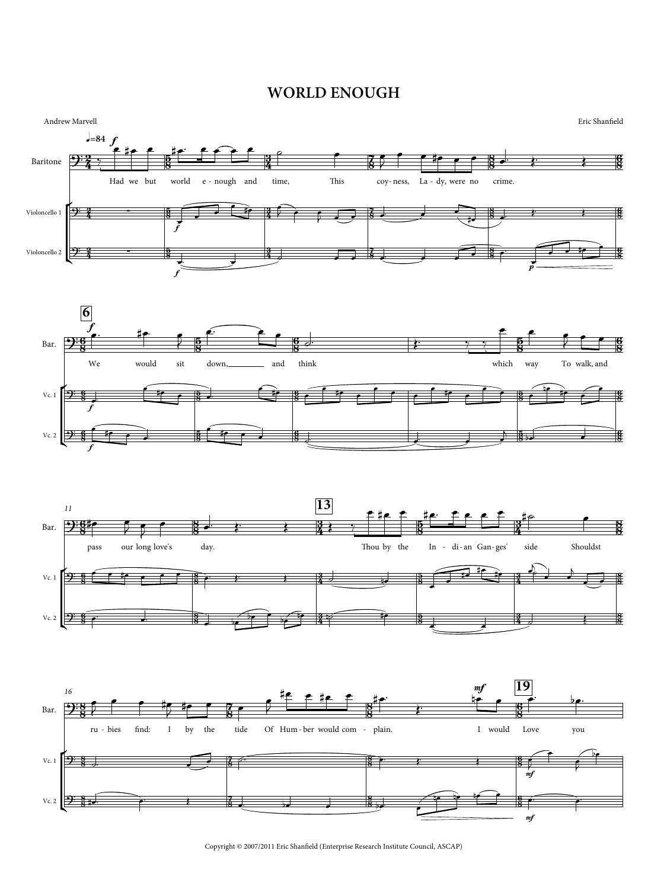# WORLD ENOUGH

Andrew Marvell

Eric Shanfield

Copyright © 2007/2011 Eric Shanfield (Enterprise Research Institute Council, ASCAP)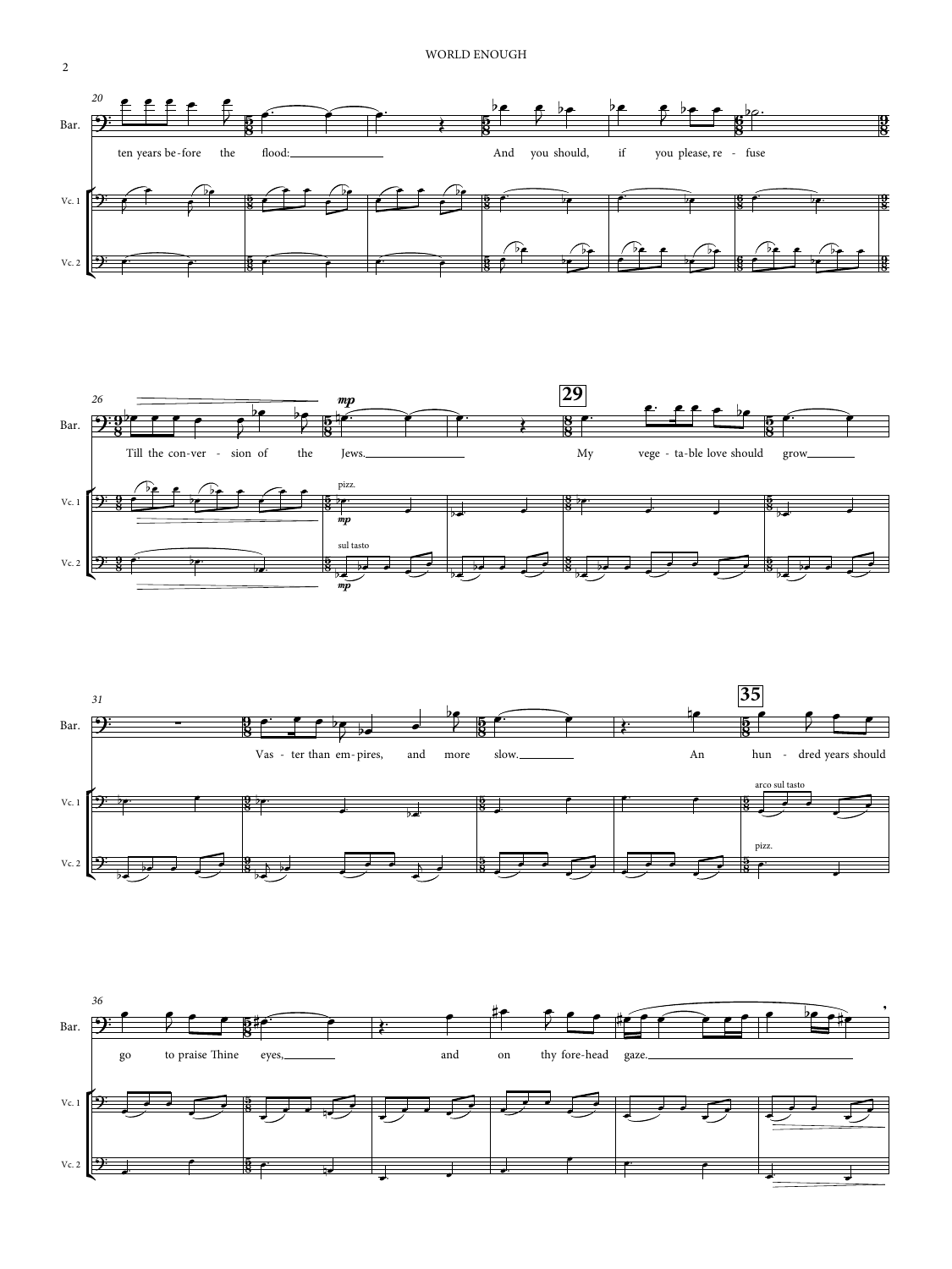Bar.

ten years be-fore the flood: And you should, if you please, re-fuse

Vc. 1

Vc. 2

Till the con-ver - sion of the Jews. My vege - ta-ble love should grow

*mp*

pizz.

sul tasto

**29**

Vas - ter than em-pires, and more slow. An hun - dred years should

arco sul tasto

pizz.

**35**

go to praise Thine eyes, and on thy fore-head gaze.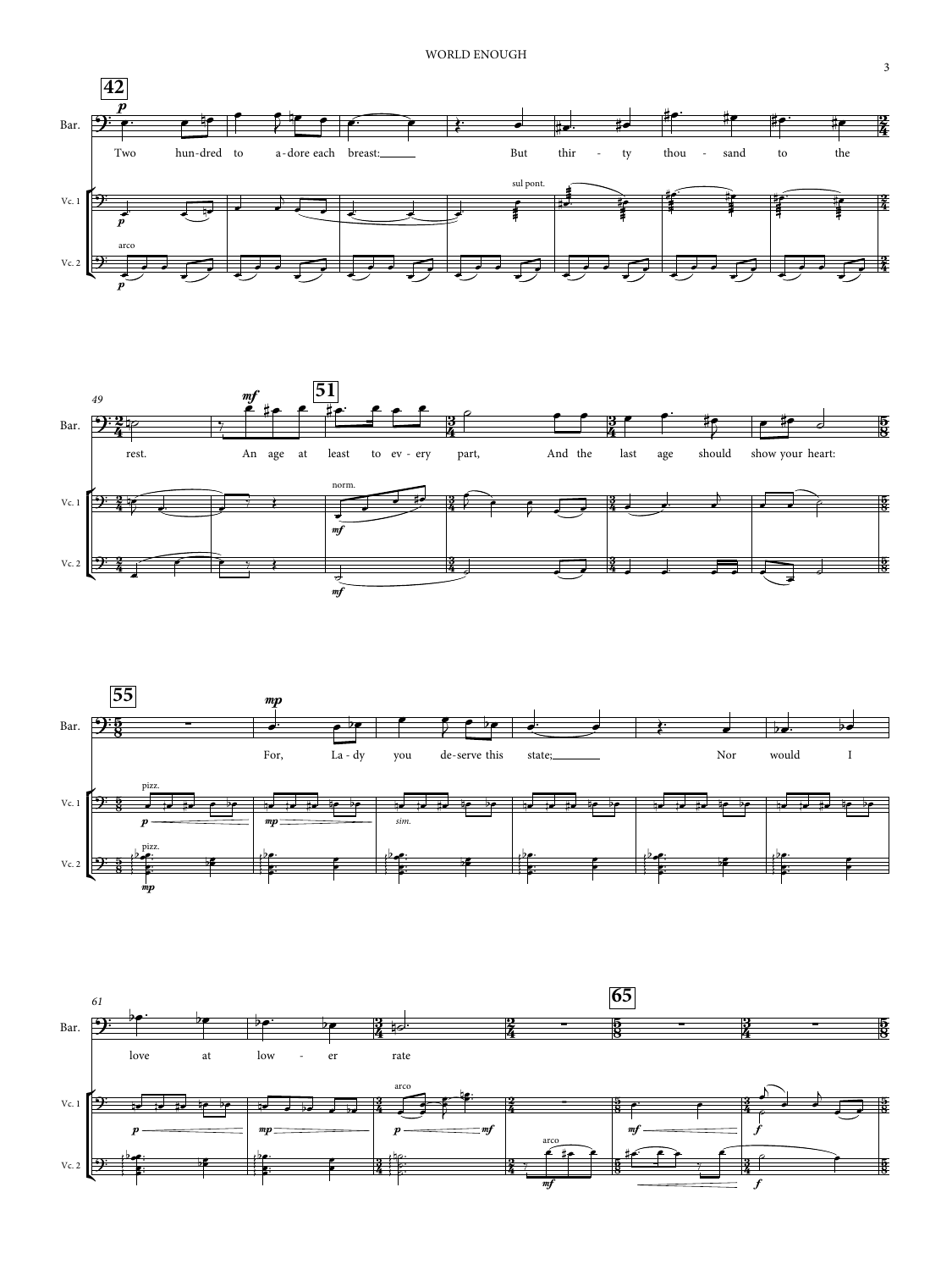**42**

Two hun-dred to a-dore each breast: But thir-ty thou-sand to the

rest. An age at least to ev-ery part, And the last age should show your heart:

**55**

For, La-dy you de-serve this state; Nor would I

love at low-er rate

**65**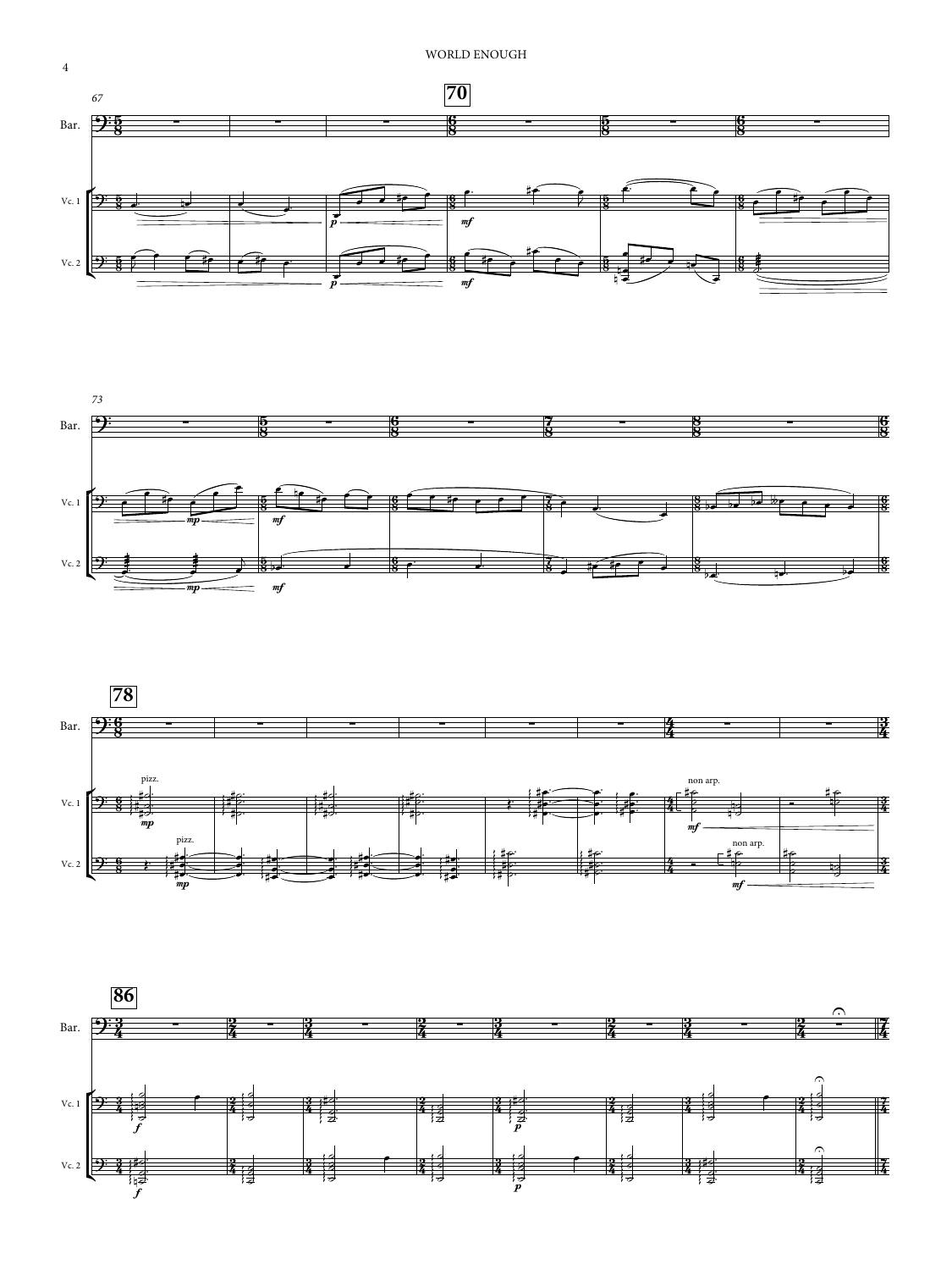Bar.

Vc. 1

Vc. 2

**70**

*p*

*mf*

**78**

pizz.

*mp*

non arp.

*mf*

**86**

*f*

*p*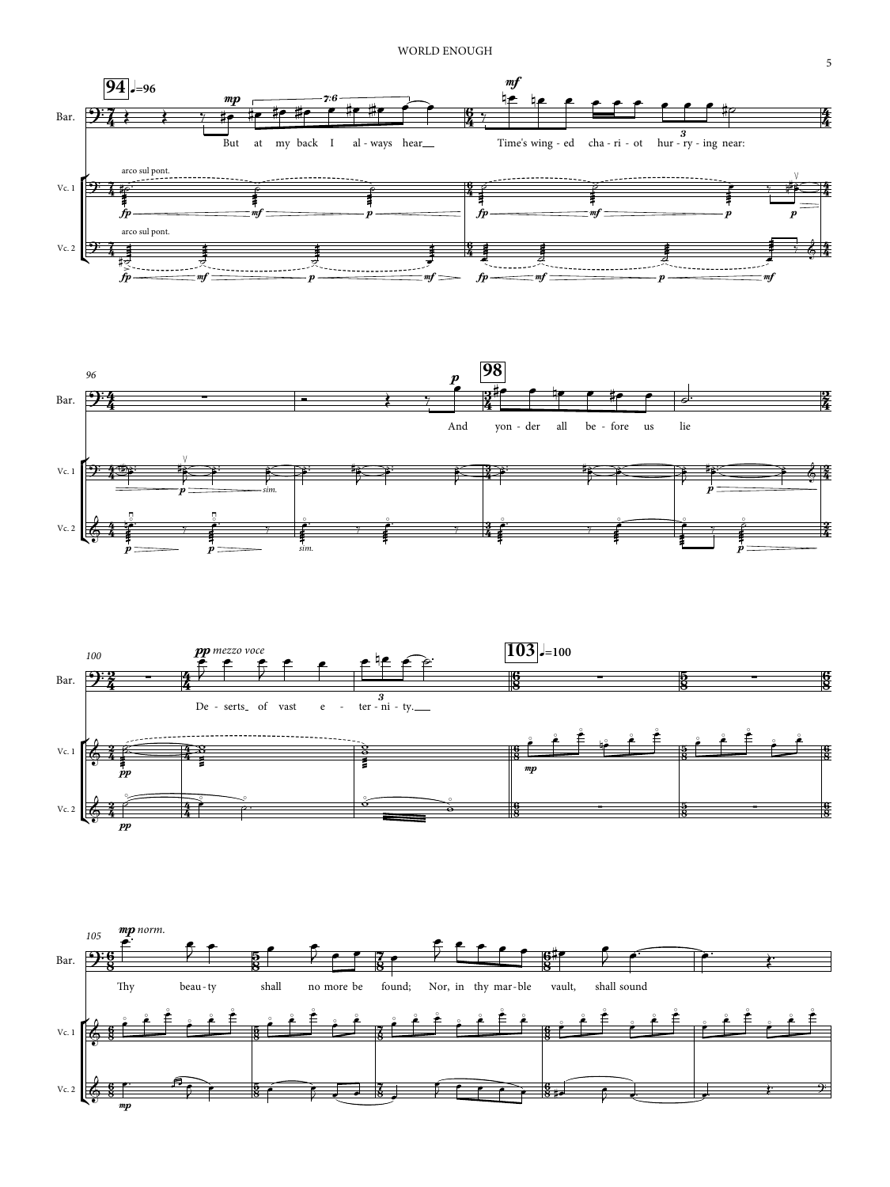**94** ♩=96

Bar.: *mp* But at my back I al - ways hear___ *mf* Time's wing - ed cha - ri - ot hur - ry - ing near:

Vc. 1: arco sul pont. *fp* *mf* *p* *fp* *mf* *p* *p*

Vc. 2: arco sul pont. *fp* *mf* *p* *mf* *fp* *mf* *p* *mf*

96

Bar.: *p* And **98** yon - der all be - fore us lie

Vc. 1: *p* *sim.* *p*

Vc. 2: *p* *p* *sim.* *p*

100

Bar.: *pp mezzo voce* De - serts_ of vast e - ter - ni - ty.___

**103** ♩=100

Vc. 1: *pp* *mp*

Vc. 2: *pp*

105

Bar.: *mp norm.* Thy beau - ty shall no more be found; Nor, in thy mar - ble vault, shall sound

Vc. 2: *mp*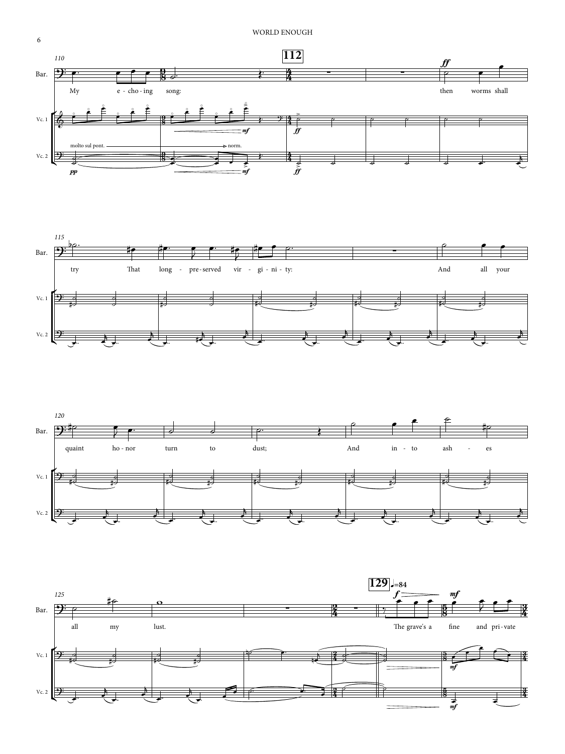110

**112**

Bar.

My e - cho - ing song: then worms shall

Vc. 1

Vc. 2

molto sul pont. → norm.

*pp* *mf* *ff*

115

try That long - pre - served vir - gi - ni - ty: And all your

120

quaint ho - nor turn to dust; And in - to ash - es

125

**129** ♩=84

all my lust. The grave's a fine and pri - vate

*f* *mf*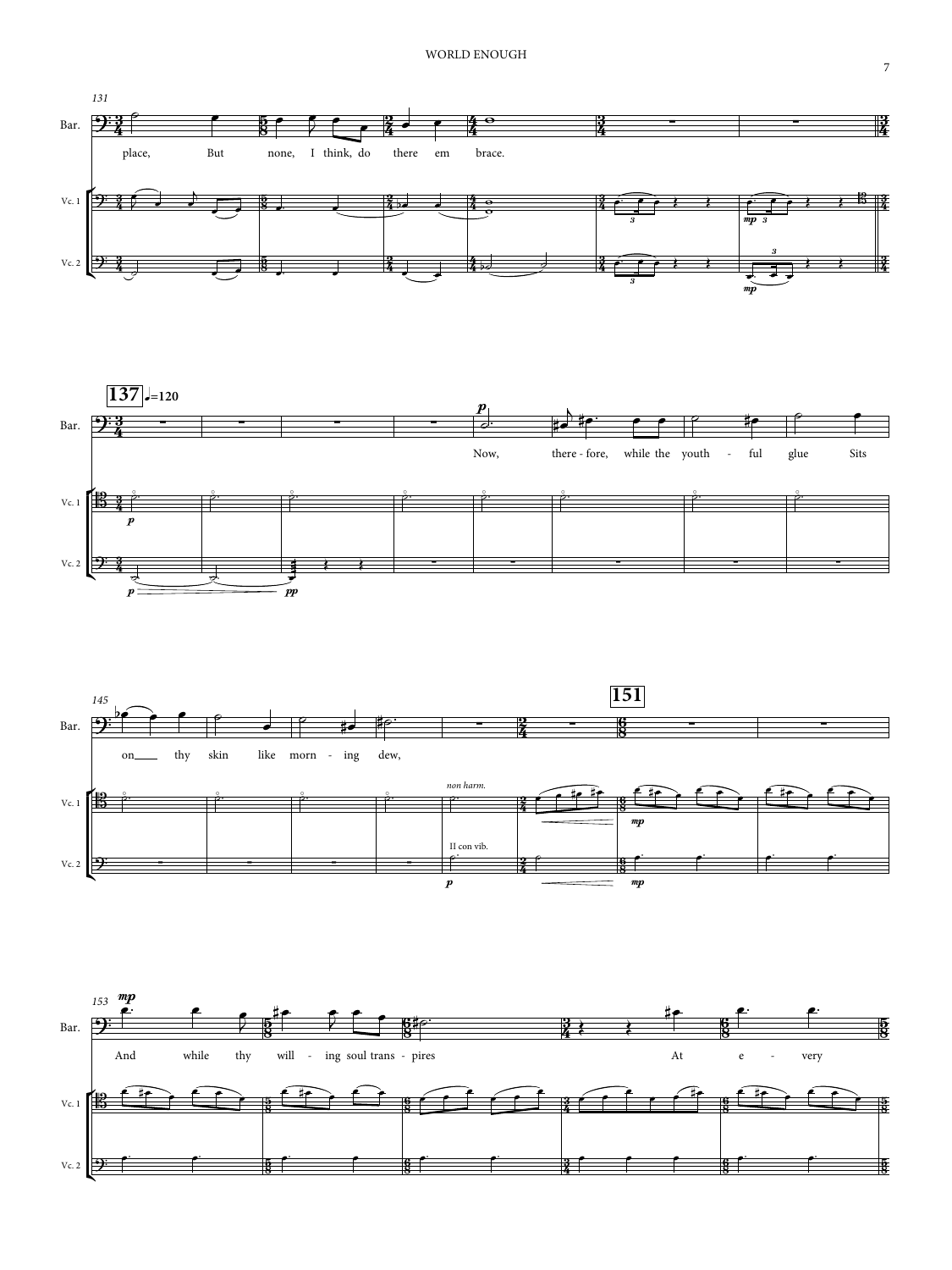131

place, But none, I think, do there em brace.

137 ♩=120

Now, there - fore, while the youth - ful glue Sits

145

on thy skin like morn - ing dew,

151

*non harm.*

II con vib.

153

And while thy will - ing soul trans - pires At e - very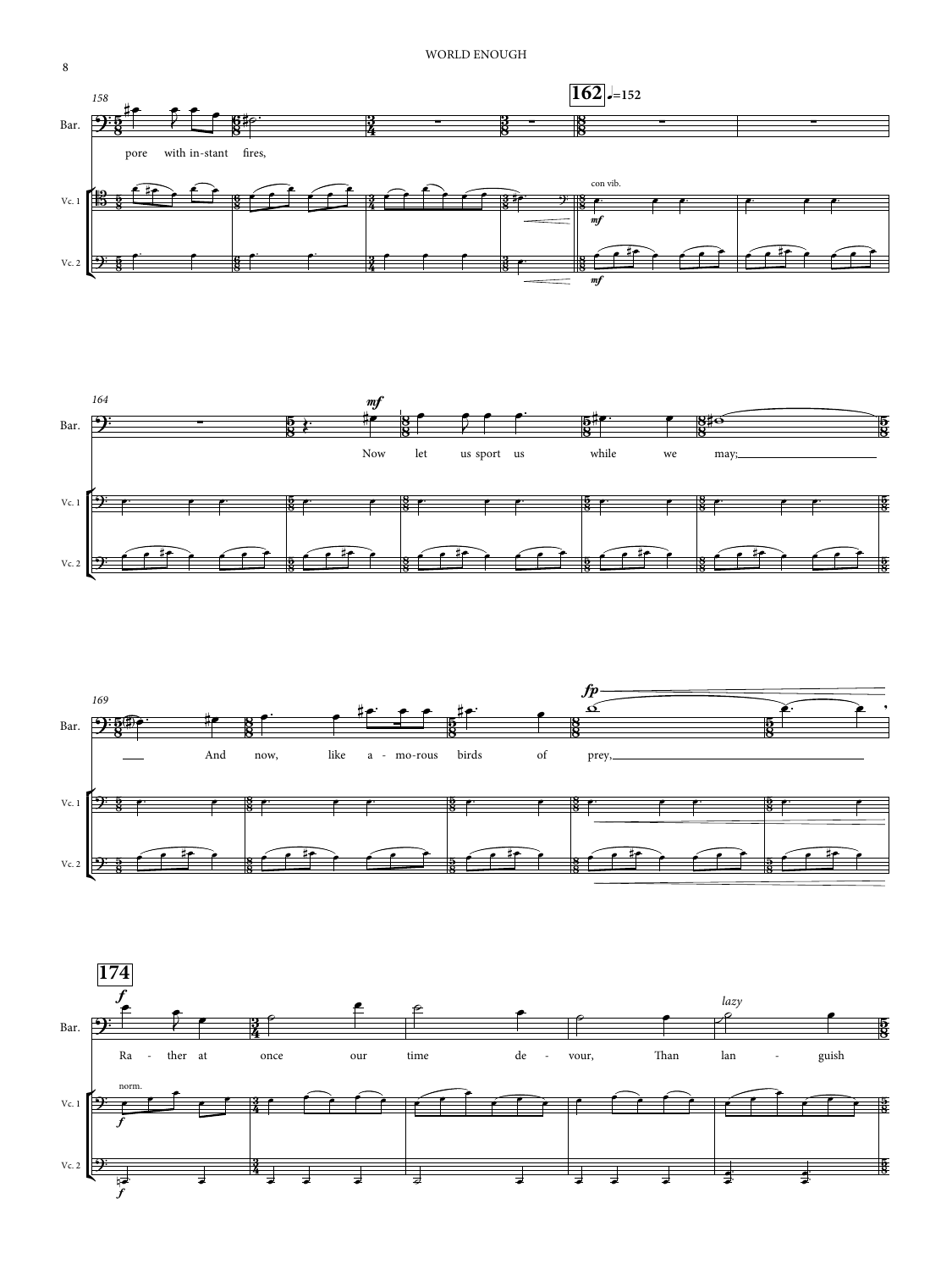158

Bar.: pore with in-stant fires,

**162** ♩.=152

Vc. 1 — con vib. *mf*

Vc. 2 — *mf*

164

Bar.: *mf* Now let us sport us while we may;

169

Bar.: And now, like a - mo-rous birds of prey, *fp*

**174**

Bar.: *f* Ra - ther at once our time de - vour, Than *lazy* lan - guish

Vc. 1 — norm. *f*

Vc. 2 — *f*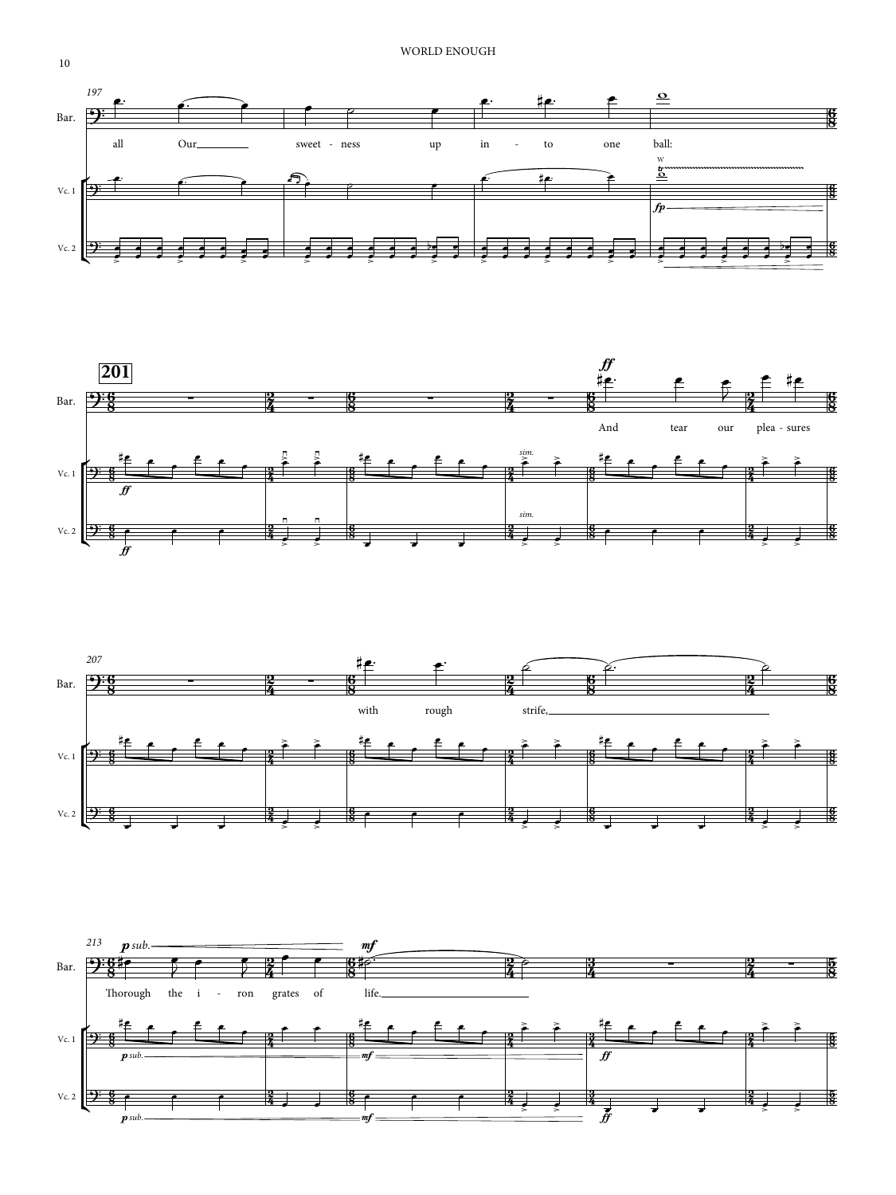197

Bar.

all Our sweet - ness up in - to one ball:

Vc. 1

Vc. 2

**201**

And tear our plea - sures

207

with rough strife,

213

Thorough the i - ron grates of life.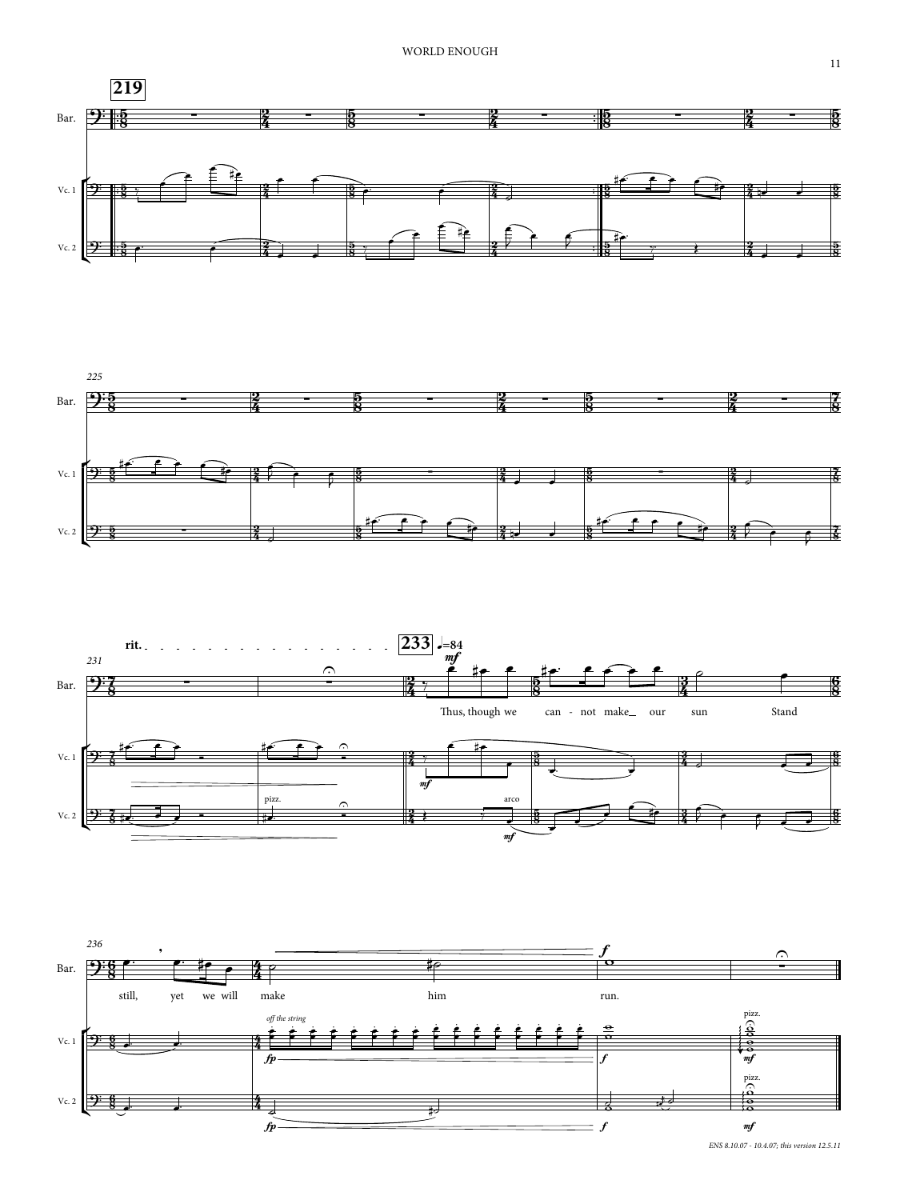Bar.

Vc. 1

Vc. 2

rit.

Thus, though we can - not make our sun Stand still, yet we will make him run.

off the string

pizz.

arco

ENS 8.10.07 - 10.4.07; this version 12.5.11